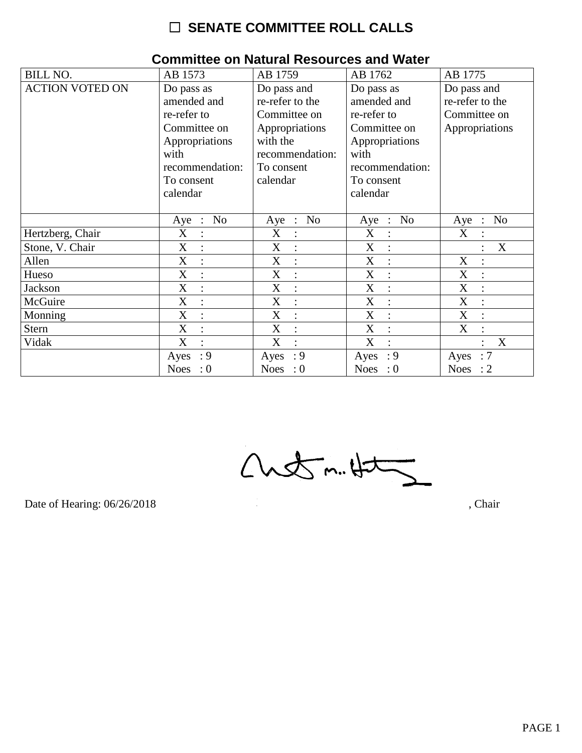# ☐ SENATE COMMITTEE ROLL CALLS

## Committee on Natural Resources and Water

| BILL NO. | AB 1573 | AB 1759 | AB 1762 | AB 1775 |
|---|---|---|---|---|
| ACTION VOTED ON | Do pass as amended and re-refer to Committee on Appropriations with recommendation: To consent calendar | Do pass and re-refer to the Committee on Appropriations with the recommendation: To consent calendar | Do pass as amended and re-refer to Committee on Appropriations with recommendation: To consent calendar | Do pass and re-refer to the Committee on Appropriations |
| | Aye : No | Aye : No | Aye : No | Aye : No |
| Hertzberg, Chair | X : | X : | X : | X : |
| Stone, V. Chair | X : | X : | X : | : X |
| Allen | X : | X : | X : | X : |
| Hueso | X : | X : | X : | X : |
| Jackson | X : | X : | X : | X : |
| McGuire | X : | X : | X : | X : |
| Monning | X : | X : | X : | X : |
| Stern | X : | X : | X : | X : |
| Vidak | X : | X : | X : | : X |
| | Ayes : 9<br>Noes : 0 | Ayes : 9<br>Noes : 0 | Ayes : 9<br>Noes : 0 | Ayes : 7<br>Noes : 2 |

Date of Hearing: 06/26/2018 , Chair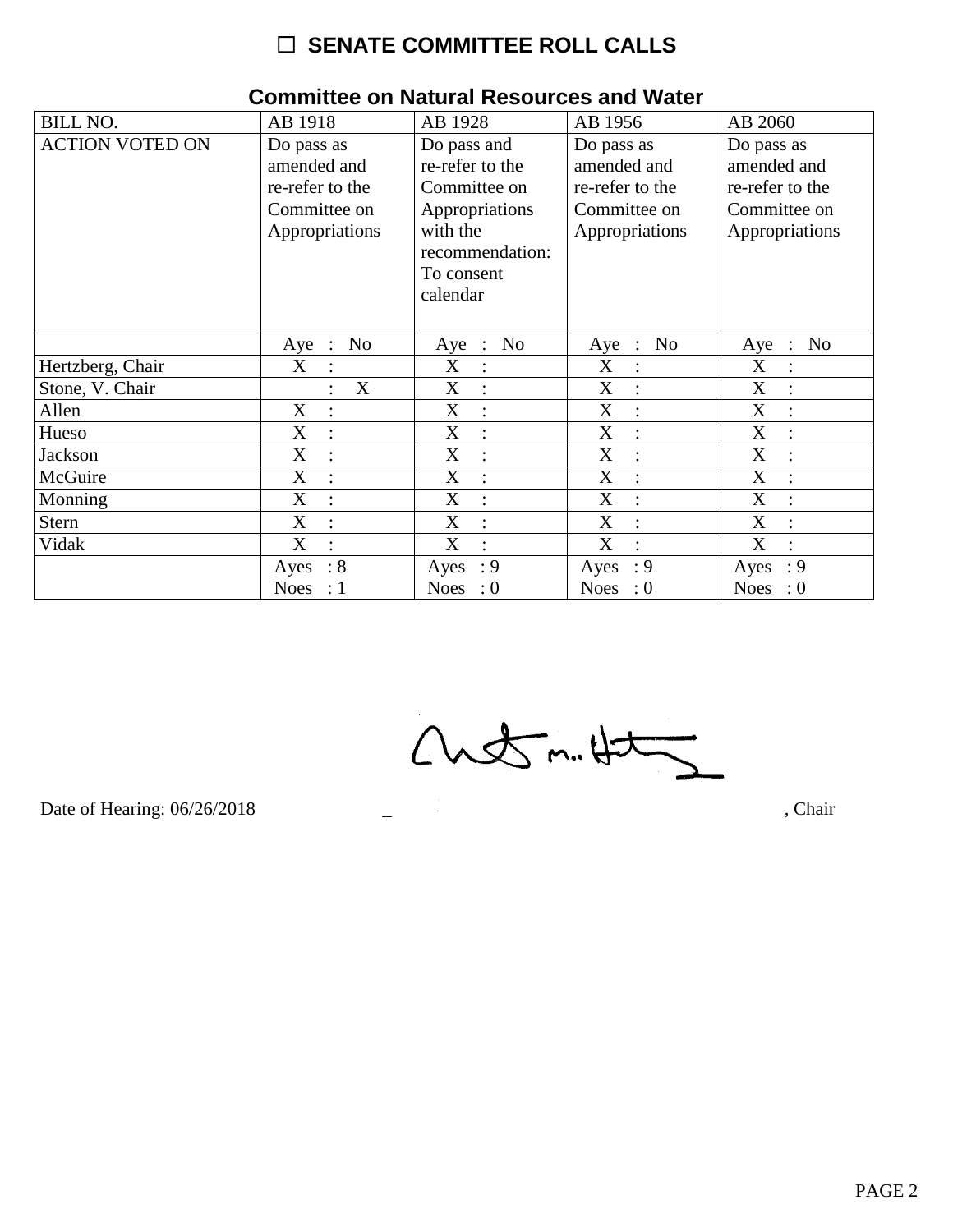# ☐ SENATE COMMITTEE ROLL CALLS

## Committee on Natural Resources and Water

| BILL NO. | AB 1918 | AB 1928 | AB 1956 | AB 2060 |
|---|---|---|---|---|
| ACTION VOTED ON | Do pass as amended and re-refer to the Committee on Appropriations | Do pass and re-refer to the Committee on Appropriations with the recommendation: To consent calendar | Do pass as amended and re-refer to the Committee on Appropriations | Do pass as amended and re-refer to the Committee on Appropriations |
| | Aye : No | Aye : No | Aye : No | Aye : No |
| Hertzberg, Chair | X : | X : | X : | X : |
| Stone, V. Chair | : X | X : | X : | X : |
| Allen | X : | X : | X : | X : |
| Hueso | X : | X : | X : | X : |
| Jackson | X : | X : | X : | X : |
| McGuire | X : | X : | X : | X : |
| Monning | X : | X : | X : | X : |
| Stern | X : | X : | X : | X : |
| Vidak | X : | X : | X : | X : |
| | Ayes : 8<br>Noes : 1 | Ayes : 9<br>Noes : 0 | Ayes : 9<br>Noes : 0 | Ayes : 9<br>Noes : 0 |

Date of Hearing: 06/26/2018

_______________________________________, Chair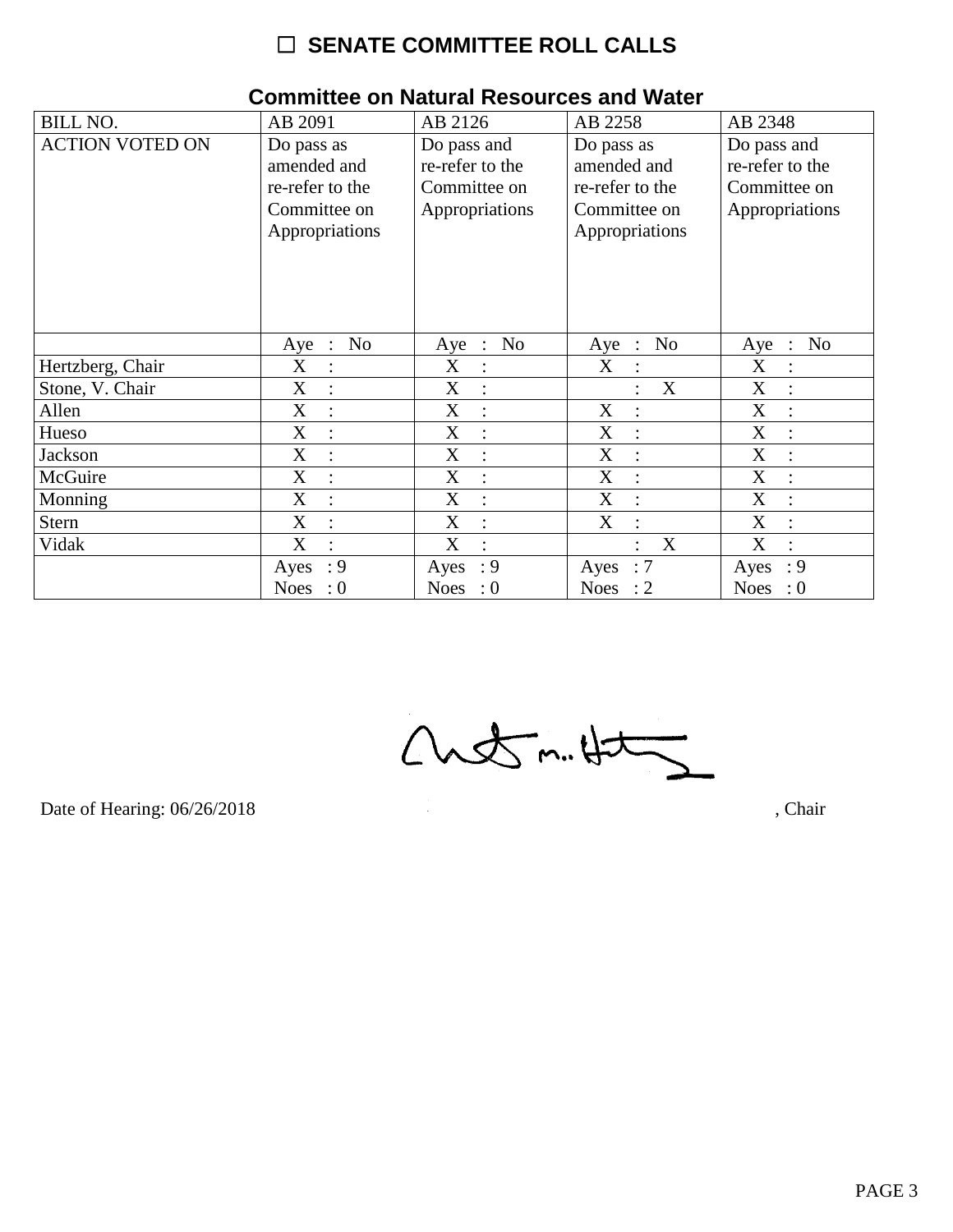# ☐ SENATE COMMITTEE ROLL CALLS

## Committee on Natural Resources and Water

| BILL NO. | AB 2091 | AB 2126 | AB 2258 | AB 2348 |
|---|---|---|---|---|
| ACTION VOTED ON | Do pass as amended and re-refer to the Committee on Appropriations | Do pass and re-refer to the Committee on Appropriations | Do pass as amended and re-refer to the Committee on Appropriations | Do pass and re-refer to the Committee on Appropriations |
| | Aye : No | Aye : No | Aye : No | Aye : No |
| Hertzberg, Chair | X : | X : | X : | X : |
| Stone, V. Chair | X : | X : | : X | X : |
| Allen | X : | X : | X : | X : |
| Hueso | X : | X : | X : | X : |
| Jackson | X : | X : | X : | X : |
| McGuire | X : | X : | X : | X : |
| Monning | X : | X : | X : | X : |
| Stern | X : | X : | X : | X : |
| Vidak | X : | X : | : X | X : |
| | Ayes : 9<br>Noes : 0 | Ayes : 9<br>Noes : 0 | Ayes : 7<br>Noes : 2 | Ayes : 9<br>Noes : 0 |

Date of Hearing: 06/26/2018 , Chair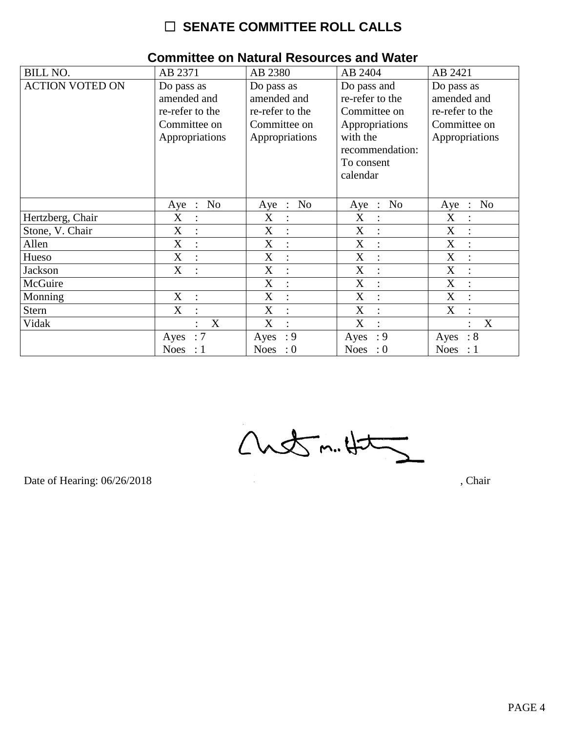# ☐ SENATE COMMITTEE ROLL CALLS

## Committee on Natural Resources and Water

| BILL NO. | AB 2371 | AB 2380 | AB 2404 | AB 2421 |
|---|---|---|---|---|
| ACTION VOTED ON | Do pass as amended and re-refer to the Committee on Appropriations | Do pass as amended and re-refer to the Committee on Appropriations | Do pass and re-refer to the Committee on Appropriations with the recommendation: To consent calendar | Do pass as amended and re-refer to the Committee on Appropriations |
| | Aye : No | Aye : No | Aye : No | Aye : No |
| Hertzberg, Chair | X : | X : | X : | X : |
| Stone, V. Chair | X : | X : | X : | X : |
| Allen | X : | X : | X : | X : |
| Hueso | X : | X : | X : | X : |
| Jackson | X : | X : | X : | X : |
| McGuire | | X : | X : | X : |
| Monning | X : | X : | X : | X : |
| Stern | X : | X : | X : | X : |
| Vidak | : X | X : | X : | : X |
| | Ayes : 7<br>Noes : 1 | Ayes : 9<br>Noes : 0 | Ayes : 9<br>Noes : 0 | Ayes : 8<br>Noes : 1 |

Date of Hearing: 06/26/2018

, Chair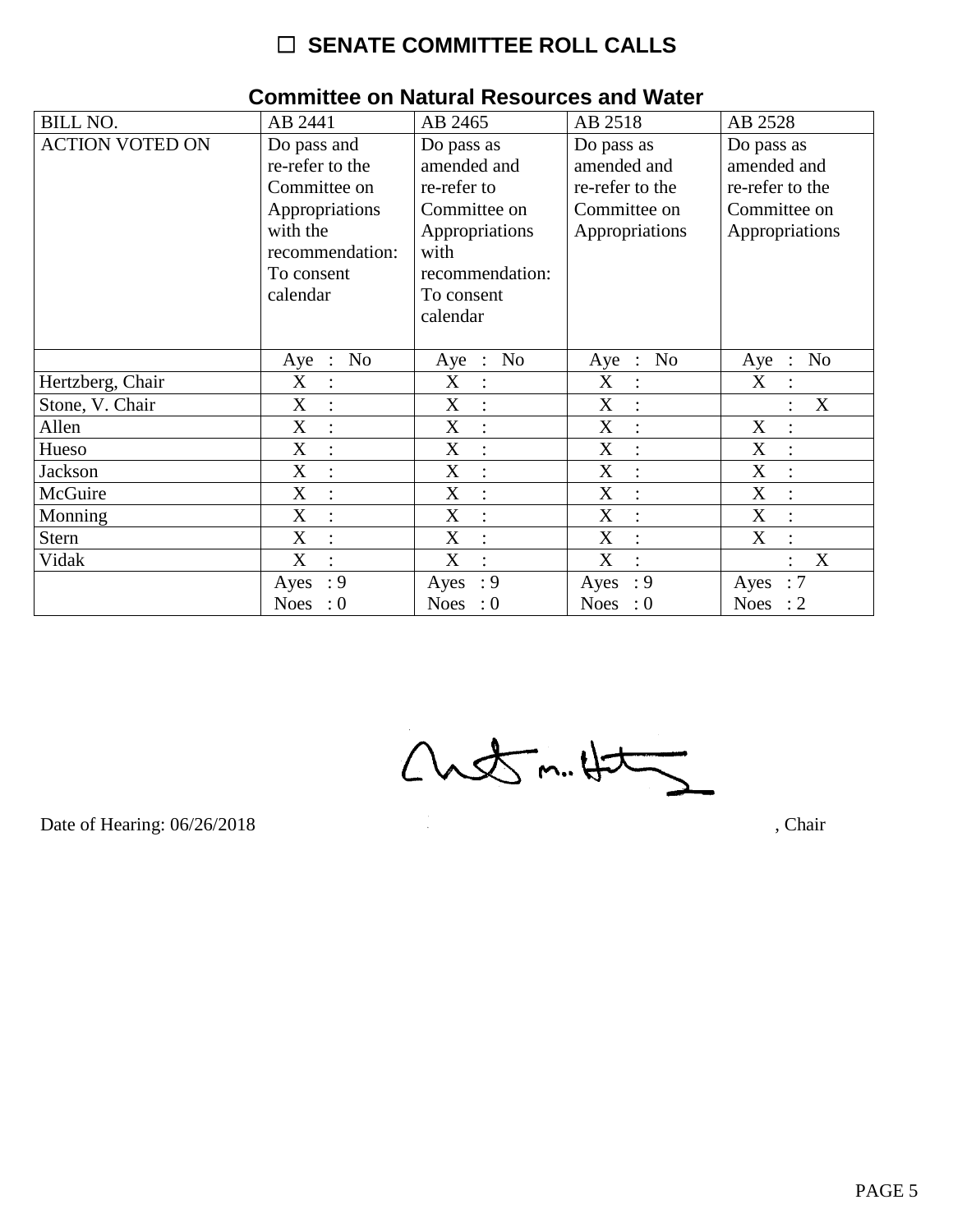# ☐ SENATE COMMITTEE ROLL CALLS

## Committee on Natural Resources and Water

| BILL NO. | AB 2441 | AB 2465 | AB 2518 | AB 2528 |
|---|---|---|---|---|
| ACTION VOTED ON | Do pass and re-refer to the Committee on Appropriations with the recommendation: To consent calendar | Do pass as amended and re-refer to Committee on Appropriations with recommendation: To consent calendar | Do pass as amended and re-refer to the Committee on Appropriations | Do pass as amended and re-refer to the Committee on Appropriations |
| | Aye : No | Aye : No | Aye : No | Aye : No |
| Hertzberg, Chair | X : | X : | X : | X : |
| Stone, V. Chair | X : | X : | X : | : X |
| Allen | X : | X : | X : | X : |
| Hueso | X : | X : | X : | X : |
| Jackson | X : | X : | X : | X : |
| McGuire | X : | X : | X : | X : |
| Monning | X : | X : | X : | X : |
| Stern | X : | X : | X : | X : |
| Vidak | X : | X : | X : | : X |
| | Ayes : 9 Noes : 0 | Ayes : 9 Noes : 0 | Ayes : 9 Noes : 0 | Ayes : 7 Noes : 2 |

Date of Hearing: 06/26/2018 , Chair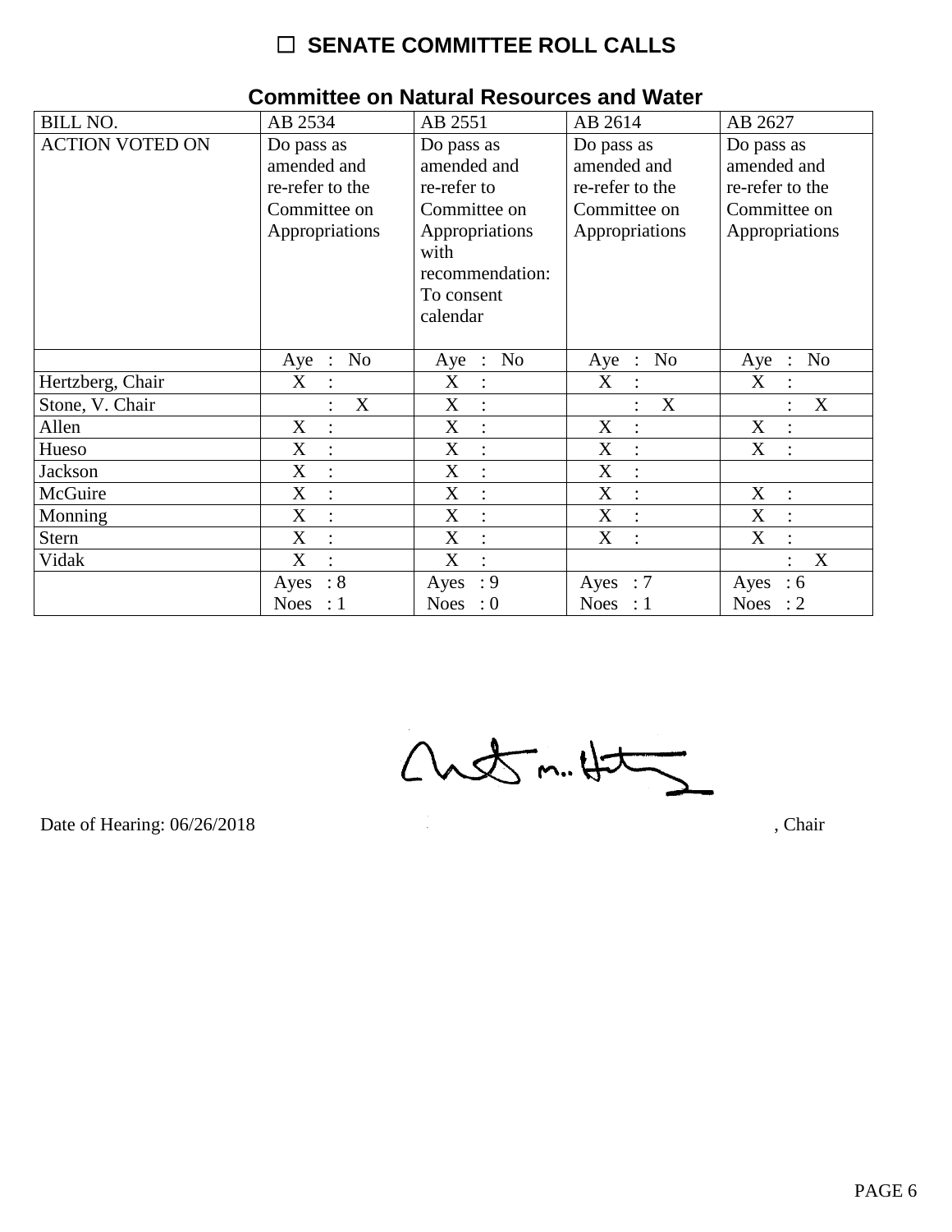# ☐ SENATE COMMITTEE ROLL CALLS

## Committee on Natural Resources and Water

| BILL NO. | AB 2534 | AB 2551 | AB 2614 | AB 2627 |
|---|---|---|---|---|
| ACTION VOTED ON | Do pass as amended and re-refer to the Committee on Appropriations | Do pass as amended and re-refer to Committee on Appropriations with recommendation: To consent calendar | Do pass as amended and re-refer to the Committee on Appropriations | Do pass as amended and re-refer to the Committee on Appropriations |
| | Aye : No | Aye : No | Aye : No | Aye : No |
| Hertzberg, Chair | X : | X : | X : | X : |
| Stone, V. Chair | : X | X : | : X | : X |
| Allen | X : | X : | X : | X : |
| Hueso | X : | X : | X : | X : |
| Jackson | X : | X : | X : | |
| McGuire | X : | X : | X : | X : |
| Monning | X : | X : | X : | X : |
| Stern | X : | X : | X : | X : |
| Vidak | X : | X : | | : X |
| | Ayes : 8<br>Noes : 1 | Ayes : 9<br>Noes : 0 | Ayes : 7<br>Noes : 1 | Ayes : 6<br>Noes : 2 |

Date of Hearing: 06/26/2018

, Chair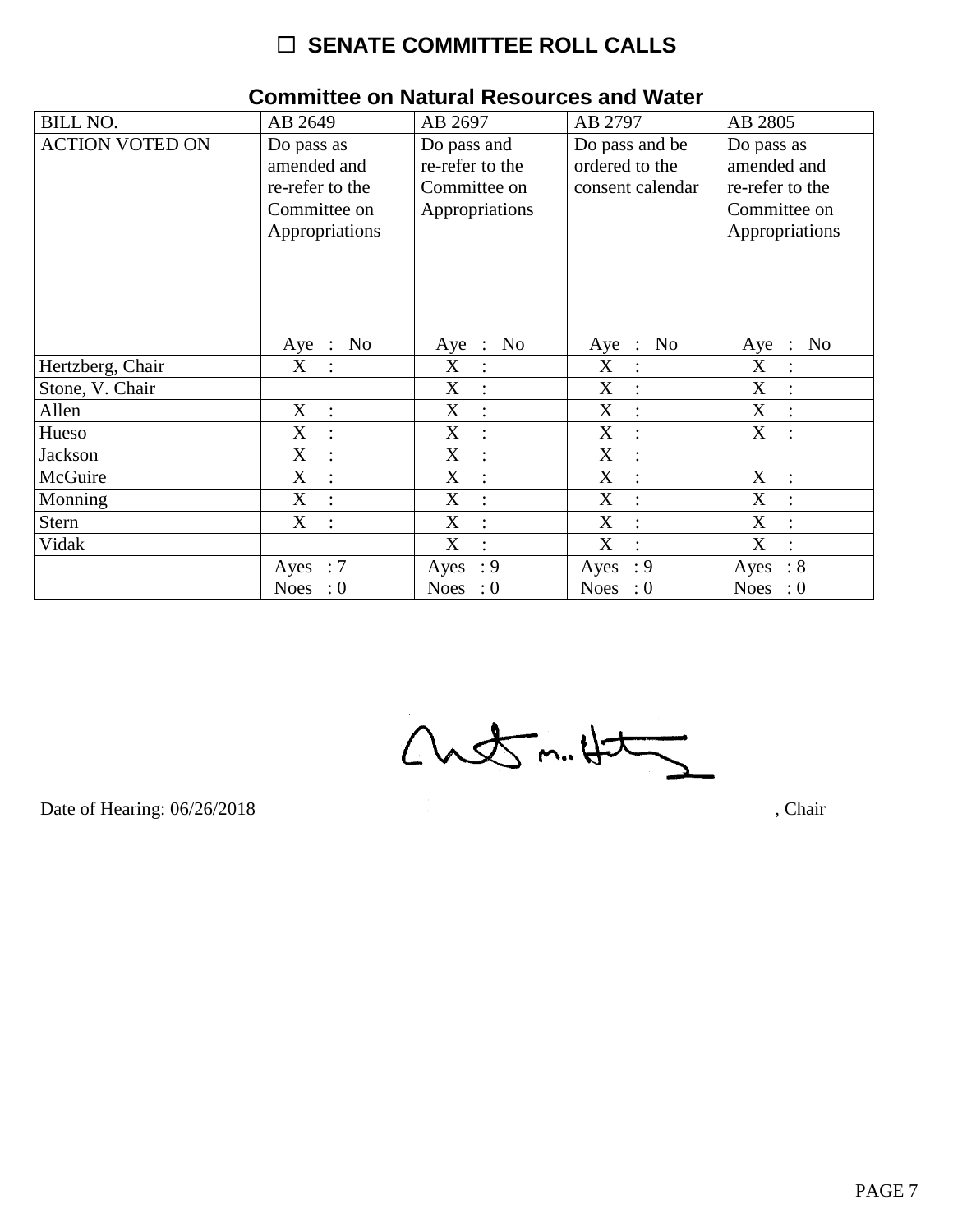# ☐ SENATE COMMITTEE ROLL CALLS

## Committee on Natural Resources and Water

| BILL NO. | AB 2649 | AB 2697 | AB 2797 | AB 2805 |
|---|---|---|---|---|
| ACTION VOTED ON | Do pass as amended and re-refer to the Committee on Appropriations | Do pass and re-refer to the Committee on Appropriations | Do pass and be ordered to the consent calendar | Do pass as amended and re-refer to the Committee on Appropriations |
| | Aye : No | Aye : No | Aye : No | Aye : No |
| Hertzberg, Chair | X : | X : | X : | X : |
| Stone, V. Chair | | X : | X : | X : |
| Allen | X : | X : | X : | X : |
| Hueso | X : | X : | X : | X : |
| Jackson | X : | X : | X : | |
| McGuire | X : | X : | X : | X : |
| Monning | X : | X : | X : | X : |
| Stern | X : | X : | X : | X : |
| Vidak | | X : | X : | X : |
| | Ayes : 7<br>Noes : 0 | Ayes : 9<br>Noes : 0 | Ayes : 9<br>Noes : 0 | Ayes : 8<br>Noes : 0 |

Date of Hearing: 06/26/2018

, Chair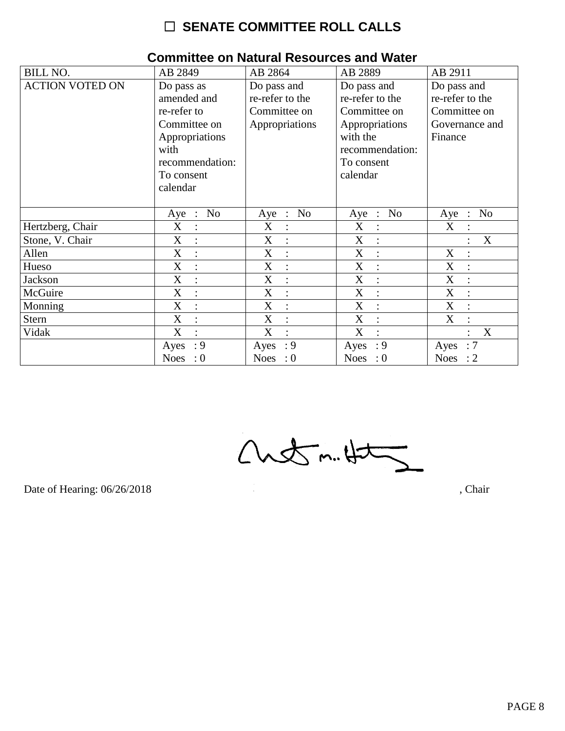# ☐ SENATE COMMITTEE ROLL CALLS

## Committee on Natural Resources and Water

| BILL NO. | AB 2849 | AB 2864 | AB 2889 | AB 2911 |
|---|---|---|---|---|
| ACTION VOTED ON | Do pass as amended and re-refer to Committee on Appropriations with recommendation: To consent calendar | Do pass and re-refer to the Committee on Appropriations | Do pass and re-refer to the Committee on Appropriations with the recommendation: To consent calendar | Do pass and re-refer to the Committee on Governance and Finance |
| | Aye : No | Aye : No | Aye : No | Aye : No |
| Hertzberg, Chair | X : | X : | X : | X : |
| Stone, V. Chair | X : | X : | X : | : X |
| Allen | X : | X : | X : | X : |
| Hueso | X : | X : | X : | X : |
| Jackson | X : | X : | X : | X : |
| McGuire | X : | X : | X : | X : |
| Monning | X : | X : | X : | X : |
| Stern | X : | X : | X : | X : |
| Vidak | X : | X : | X : | : X |
| | Ayes : 9 Noes : 0 | Ayes : 9 Noes : 0 | Ayes : 9 Noes : 0 | Ayes : 7 Noes : 2 |

Date of Hearing: 06/26/2018

, Chair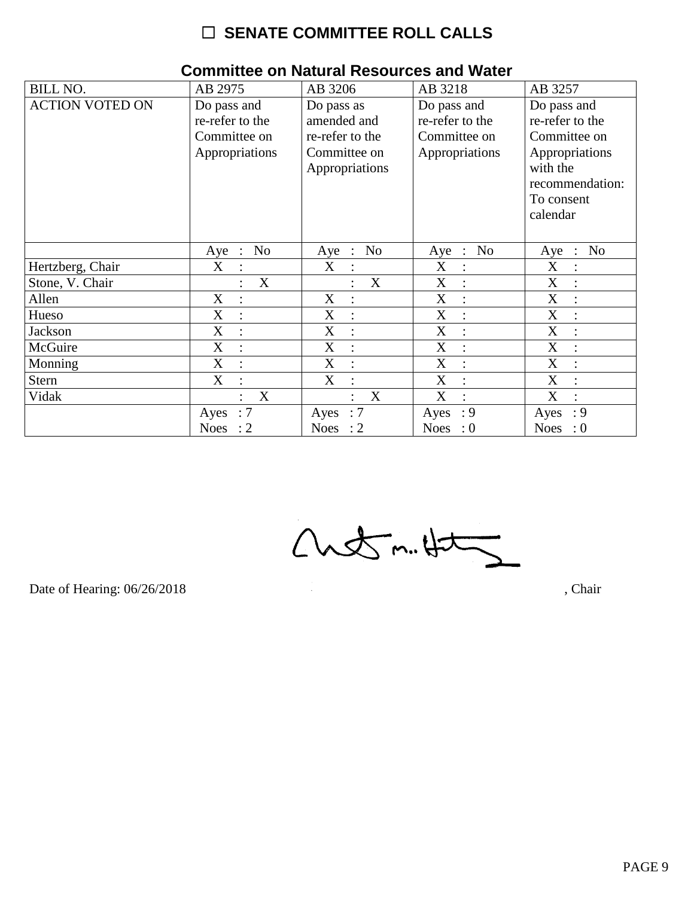# ☐ SENATE COMMITTEE ROLL CALLS

## Committee on Natural Resources and Water

| BILL NO. | AB 2975 | AB 3206 | AB 3218 | AB 3257 |
|---|---|---|---|---|
| ACTION VOTED ON | Do pass and re-refer to the Committee on Appropriations | Do pass as amended and re-refer to the Committee on Appropriations | Do pass and re-refer to the Committee on Appropriations | Do pass and re-refer to the Committee on Appropriations with the recommendation: To consent calendar |
| | Aye : No | Aye : No | Aye : No | Aye : No |
| Hertzberg, Chair | X : | X : | X : | X : |
| Stone, V. Chair | : X | : X | X : | X : |
| Allen | X : | X : | X : | X : |
| Hueso | X : | X : | X : | X : |
| Jackson | X : | X : | X : | X : |
| McGuire | X : | X : | X : | X : |
| Monning | X : | X : | X : | X : |
| Stern | X : | X : | X : | X : |
| Vidak | : X | : X | X : | X : |
| | Ayes : 7<br>Noes : 2 | Ayes : 7<br>Noes : 2 | Ayes : 9<br>Noes : 0 | Ayes : 9<br>Noes : 0 |

Date of Hearing: 06/26/2018

, Chair